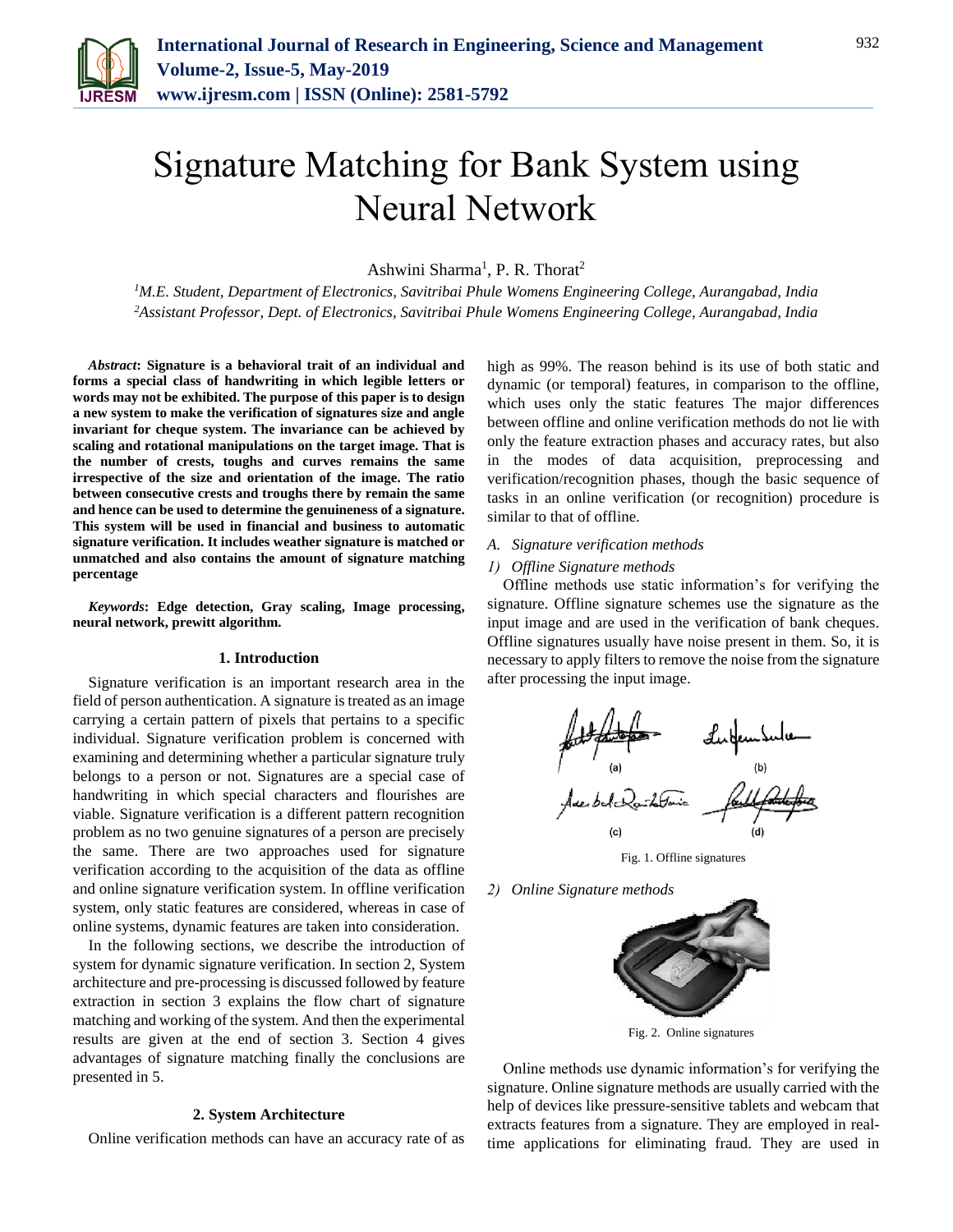# Signature Matching for Bank System using Neural Network

Ashwini Sharma[1], P. R. Thorat[2]

[1]*M.E. Student, Department of Electronics, Savitribai Phule Womens Engineering College, Aurangabad, India*
[2]*Assistant Professor, Dept. of Electronics, Savitribai Phule Womens Engineering College, Aurangabad, India*

***Abstract*: Signature is a behavioral trait of an individual and forms a special class of handwriting in which legible letters or words may not be exhibited. The purpose of this paper is to design a new system to make the verification of signatures size and angle invariant for cheque system. The invariance can be achieved by scaling and rotational manipulations on the target image. That is the number of crests, toughs and curves remains the same irrespective of the size and orientation of the image. The ratio between consecutive crests and troughs there by remain the same and hence can be used to determine the genuineness of a signature. This system will be used in financial and business to automatic signature verification. It includes weather signature is matched or unmatched and also contains the amount of signature matching percentage**

***Keywords*: Edge detection, Gray scaling, Image processing, neural network, prewitt algorithm.**

## 1. Introduction

Signature verification is an important research area in the field of person authentication. A signature is treated as an image carrying a certain pattern of pixels that pertains to a specific individual. Signature verification problem is concerned with examining and determining whether a particular signature truly belongs to a person or not. Signatures are a special case of handwriting in which special characters and flourishes are viable. Signature verification is a different pattern recognition problem as no two genuine signatures of a person are precisely the same. There are two approaches used for signature verification according to the acquisition of the data as offline and online signature verification system. In offline verification system, only static features are considered, whereas in case of online systems, dynamic features are taken into consideration.

In the following sections, we describe the introduction of system for dynamic signature verification. In section 2, System architecture and pre-processing is discussed followed by feature extraction in section 3 explains the flow chart of signature matching and working of the system. And then the experimental results are given at the end of section 3. Section 4 gives advantages of signature matching finally the conclusions are presented in 5.

## 2. System Architecture

Online verification methods can have an accuracy rate of as high as 99%. The reason behind is its use of both static and dynamic (or temporal) features, in comparison to the offline, which uses only the static features The major differences between offline and online verification methods do not lie with only the feature extraction phases and accuracy rates, but also in the modes of data acquisition, preprocessing and verification/recognition phases, though the basic sequence of tasks in an online verification (or recognition) procedure is similar to that of offline.

### *A. Signature verification methods*

#### *1) Offline Signature methods*

Offline methods use static information's for verifying the signature. Offline signature schemes use the signature as the input image and are used in the verification of bank cheques. Offline signatures usually have noise present in them. So, it is necessary to apply filters to remove the noise from the signature after processing the input image.

Fig. 1. Offline signatures

#### *2) Online Signature methods*

Fig. 2. Online signatures

Online methods use dynamic information's for verifying the signature. Online signature methods are usually carried with the help of devices like pressure-sensitive tablets and webcam that extracts features from a signature. They are employed in real-time applications for eliminating fraud. They are used in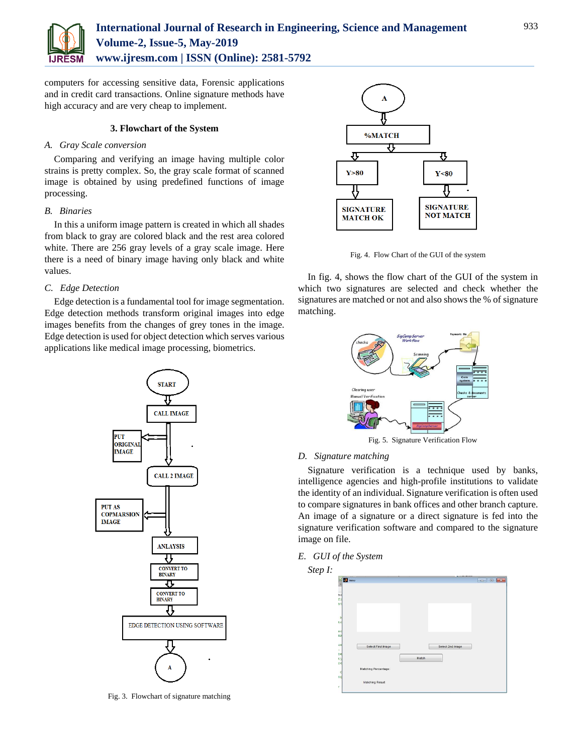computers for accessing sensitive data, Forensic applications and in credit card transactions. Online signature methods have high accuracy and are very cheap to implement.

### 3. Flowchart of the System

*A. Gray Scale conversion*

Comparing and verifying an image having multiple color strains is pretty complex. So, the gray scale format of scanned image is obtained by using predefined functions of image processing.

*B. Binaries*

In this a uniform image pattern is created in which all shades from black to gray are colored black and the rest area colored white. There are 256 gray levels of a gray scale image. Here there is a need of binary image having only black and white values.

*C. Edge Detection*

Edge detection is a fundamental tool for image segmentation. Edge detection methods transform original images into edge images benefits from the changes of grey tones in the image. Edge detection is used for object detection which serves various applications like medical image processing, biometrics.

Fig. 3. Flowchart of signature matching

Fig. 4. Flow Chart of the GUI of the system

In fig. 4, shows the flow chart of the GUI of the system in which two signatures are selected and check whether the signatures are matched or not and also shows the % of signature matching.

Fig. 5. Signature Verification Flow

*D. Signature matching*

Signature verification is a technique used by banks, intelligence agencies and high-profile institutions to validate the identity of an individual. Signature verification is often used to compare signatures in bank offices and other branch capture. An image of a signature or a direct signature is fed into the signature verification software and compared to the signature image on file.

*E. GUI of the System*

*Step I:*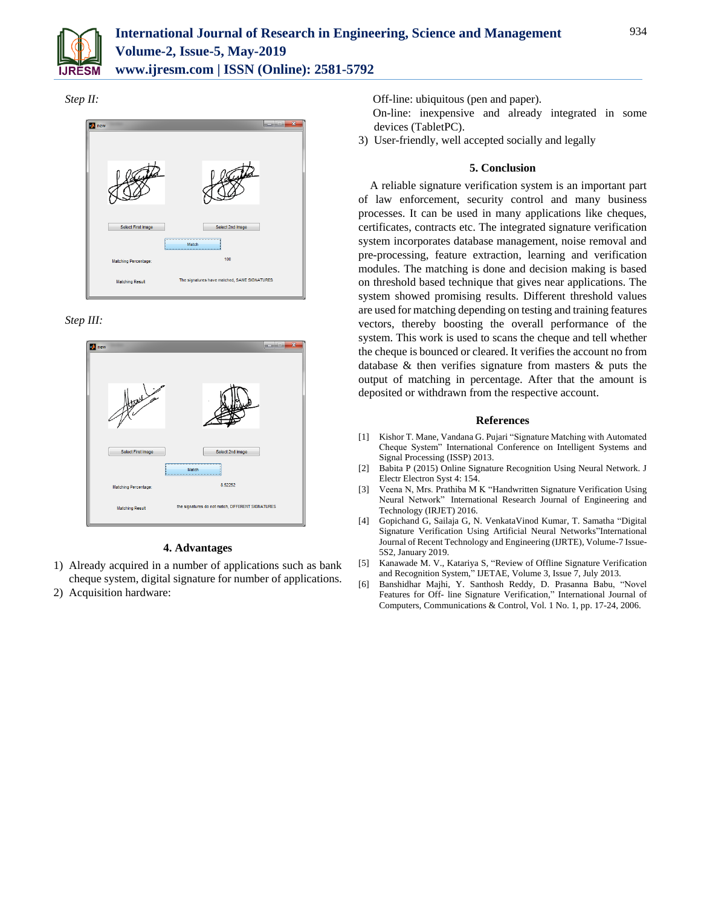*Step II:*

*Step III:*

## 4. Advantages

1) Already acquired in a number of applications such as bank cheque system, digital signature for number of applications.
2) Acquisition hardware:

   Off-line: ubiquitous (pen and paper).

   On-line: inexpensive and already integrated in some devices (TabletPC).
3) User-friendly, well accepted socially and legally

## 5. Conclusion

A reliable signature verification system is an important part of law enforcement, security control and many business processes. It can be used in many applications like cheques, certificates, contracts etc. The integrated signature verification system incorporates database management, noise removal and pre-processing, feature extraction, learning and verification modules. The matching is done and decision making is based on threshold based technique that gives near applications. The system showed promising results. Different threshold values are used for matching depending on testing and training features vectors, thereby boosting the overall performance of the system. This work is used to scans the cheque and tell whether the cheque is bounced or cleared. It verifies the account no from database & then verifies signature from masters & puts the output of matching in percentage. After that the amount is deposited or withdrawn from the respective account.

## References

[1] Kishor T. Mane, Vandana G. Pujari "Signature Matching with Automated Cheque System" International Conference on Intelligent Systems and Signal Processing (ISSP) 2013.

[2] Babita P (2015) Online Signature Recognition Using Neural Network. J Electr Electron Syst 4: 154.

[3] Veena N, Mrs. Prathiba M K "Handwritten Signature Verification Using Neural Network" International Research Journal of Engineering and Technology (IRJET) 2016.

[4] Gopichand G, Sailaja G, N. VenkataVinod Kumar, T. Samatha "Digital Signature Verification Using Artificial Neural Networks"International Journal of Recent Technology and Engineering (IJRTE), Volume-7 Issue-5S2, January 2019.

[5] Kanawade M. V., Katariya S, "Review of Offline Signature Verification and Recognition System," IJETAE, Volume 3, Issue 7, July 2013.

[6] Banshidhar Majhi, Y. Santhosh Reddy, D. Prasanna Babu, "Novel Features for Off- line Signature Verification," International Journal of Computers, Communications & Control, Vol. 1 No. 1, pp. 17-24, 2006.